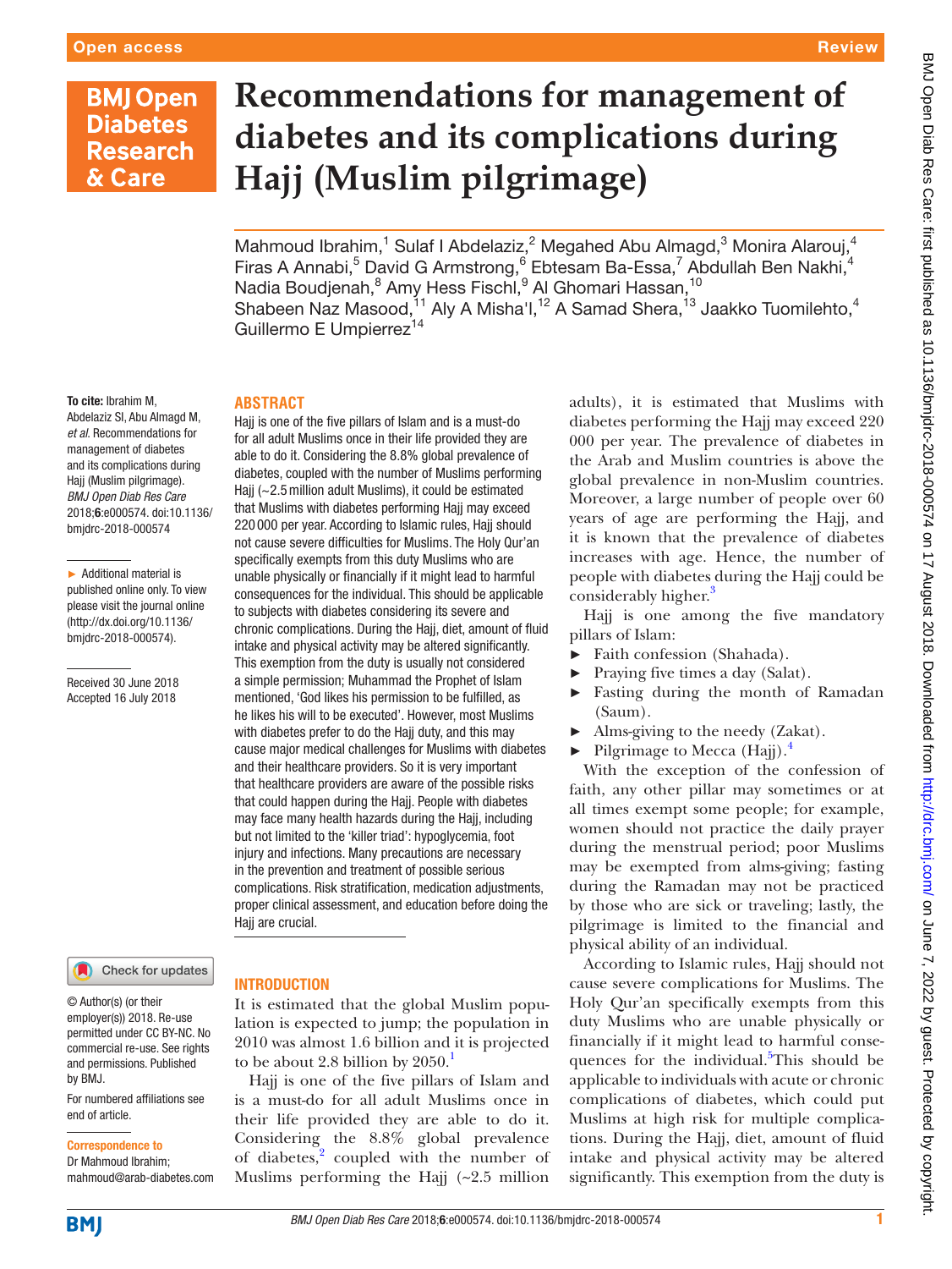# Recommendations for management of diabetes and its complications during Hajj (Muslim pilgrimage)

Mahmoud Ibrahim,[1] Sulaf I Abdelaziz,[2] Megahed Abu Almagd,[3] Monira Alarouj,[4] Firas A Annabi,[5] David G Armstrong,[6] Ebtesam Ba-Essa,[7] Abdullah Ben Nakhi,[4] Nadia Boudjenah,[8] Amy Hess Fischl,[9] Al Ghomari Hassan,[10] Shabeen Naz Masood,[11] Aly A Misha'l,[12] A Samad Shera,[13] Jaakko Tuomilehto,[4] Guillermo E Umpierrez[14]

**To cite:** Ibrahim M, Abdelaziz SI, Abu Almagd M, *et al*. Recommendations for management of diabetes and its complications during Hajj (Muslim pilgrimage). *BMJ Open Diab Res Care* 2018;**6**:e000574. doi:10.1136/bmjdrc-2018-000574

► Additional material is published online only. To view please visit the journal online (http://dx.doi.org/10.1136/bmjdrc-2018-000574).

Received 30 June 2018
Accepted 16 July 2018

© Author(s) (or their employer(s)) 2018. Re-use permitted under CC BY-NC. No commercial re-use. See rights and permissions. Published by BMJ.

For numbered affiliations see end of article.

**Correspondence to**
Dr Mahmoud Ibrahim; mahmoud@arab-diabetes.com

## ABSTRACT

Hajj is one of the five pillars of Islam and is a must-do for all adult Muslims once in their life provided they are able to do it. Considering the 8.8% global prevalence of diabetes, coupled with the number of Muslims performing Hajj (~2.5 million adult Muslims), it could be estimated that Muslims with diabetes performing Hajj may exceed 220 000 per year. According to Islamic rules, Hajj should not cause severe difficulties for Muslims. The Holy Qur'an specifically exempts from this duty Muslims who are unable physically or financially if it might lead to harmful consequences for the individual. This should be applicable to subjects with diabetes considering its severe and chronic complications. During the Hajj, diet, amount of fluid intake and physical activity may be altered significantly. This exemption from the duty is usually not considered a simple permission; Muhammad the Prophet of Islam mentioned, 'God likes his permission to be fulfilled, as he likes his will to be executed'. However, most Muslims with diabetes prefer to do the Hajj duty, and this may cause major medical challenges for Muslims with diabetes and their healthcare providers. So it is very important that healthcare providers are aware of the possible risks that could happen during the Hajj. People with diabetes may face many health hazards during the Hajj, including but not limited to the 'killer triad': hypoglycemia, foot injury and infections. Many precautions are necessary in the prevention and treatment of possible serious complications. Risk stratification, medication adjustments, proper clinical assessment, and education before doing the Hajj are crucial.

## INTRODUCTION

It is estimated that the global Muslim population is expected to jump; the population in 2010 was almost 1.6 billion and it is projected to be about 2.8 billion by 2050.[1]

Hajj is one of the five pillars of Islam and is a must-do for all adult Muslims once in their life provided they are able to do it. Considering the 8.8% global prevalence of diabetes,[2] coupled with the number of Muslims performing the Hajj (~2.5 million adults), it is estimated that Muslims with diabetes performing the Hajj may exceed 220 000 per year. The prevalence of diabetes in the Arab and Muslim countries is above the global prevalence in non-Muslim countries. Moreover, a large number of people over 60 years of age are performing the Hajj, and it is known that the prevalence of diabetes increases with age. Hence, the number of people with diabetes during the Hajj could be considerably higher.[3]

Hajj is one among the five mandatory pillars of Islam:

- Faith confession (Shahada).
- Praying five times a day (Salat).
- Fasting during the month of Ramadan (Saum).
- Alms-giving to the needy (Zakat).
- Pilgrimage to Mecca (Hajj).[4]

With the exception of the confession of faith, any other pillar may sometimes or at all times exempt some people; for example, women should not practice the daily prayer during the menstrual period; poor Muslims may be exempted from alms-giving; fasting during the Ramadan may not be practiced by those who are sick or traveling; lastly, the pilgrimage is limited to the financial and physical ability of an individual.

According to Islamic rules, Hajj should not cause severe complications for Muslims. The Holy Qur'an specifically exempts from this duty Muslims who are unable physically or financially if it might lead to harmful consequences for the individual.[5] This should be applicable to individuals with acute or chronic complications of diabetes, which could put Muslims at high risk for multiple complications. During the Hajj, diet, amount of fluid intake and physical activity may be altered significantly. This exemption from the duty is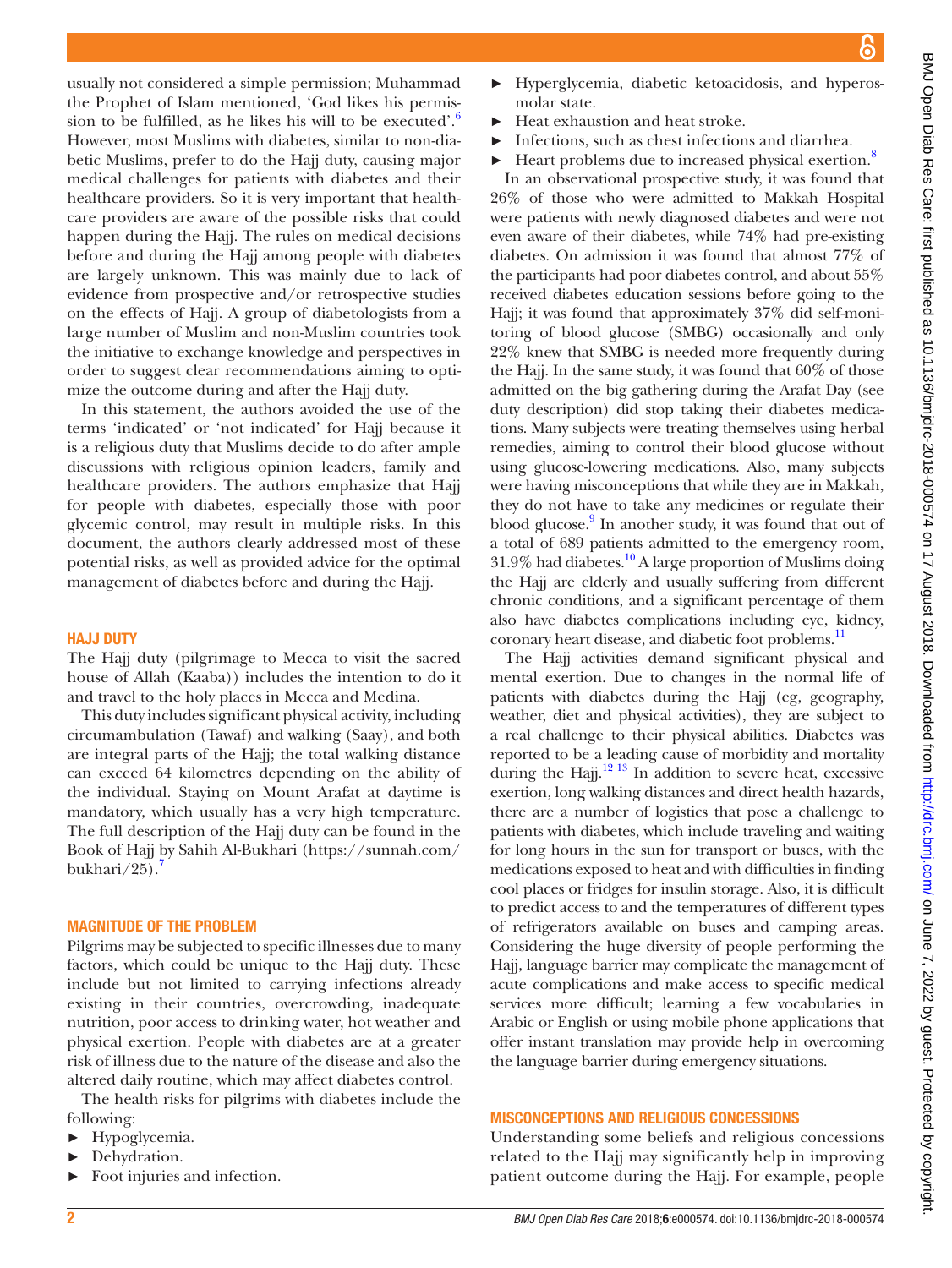usually not considered a simple permission; Muhammad the Prophet of Islam mentioned, 'God likes his permission to be fulfilled, as he likes his will to be executed'.[6] However, most Muslims with diabetes, similar to non-diabetic Muslims, prefer to do the Hajj duty, causing major medical challenges for patients with diabetes and their healthcare providers. So it is very important that healthcare providers are aware of the possible risks that could happen during the Hajj. The rules on medical decisions before and during the Hajj among people with diabetes are largely unknown. This was mainly due to lack of evidence from prospective and/or retrospective studies on the effects of Hajj. A group of diabetologists from a large number of Muslim and non-Muslim countries took the initiative to exchange knowledge and perspectives in order to suggest clear recommendations aiming to optimize the outcome during and after the Hajj duty.

In this statement, the authors avoided the use of the terms 'indicated' or 'not indicated' for Hajj because it is a religious duty that Muslims decide to do after ample discussions with religious opinion leaders, family and healthcare providers. The authors emphasize that Hajj for people with diabetes, especially those with poor glycemic control, may result in multiple risks. In this document, the authors clearly addressed most of these potential risks, as well as provided advice for the optimal management of diabetes before and during the Hajj.

## HAJJ DUTY

The Hajj duty (pilgrimage to Mecca to visit the sacred house of Allah (Kaaba)) includes the intention to do it and travel to the holy places in Mecca and Medina.

This duty includes significant physical activity, including circumambulation (Tawaf) and walking (Saay), and both are integral parts of the Hajj; the total walking distance can exceed 64 kilometres depending on the ability of the individual. Staying on Mount Arafat at daytime is mandatory, which usually has a very high temperature. The full description of the Hajj duty can be found in the Book of Hajj by Sahih Al-Bukhari (https://sunnah.com/bukhari/25).[7]

## MAGNITUDE OF THE PROBLEM

Pilgrims may be subjected to specific illnesses due to many factors, which could be unique to the Hajj duty. These include but not limited to carrying infections already existing in their countries, overcrowding, inadequate nutrition, poor access to drinking water, hot weather and physical exertion. People with diabetes are at a greater risk of illness due to the nature of the disease and also the altered daily routine, which may affect diabetes control.

The health risks for pilgrims with diabetes include the following:

- Hypoglycemia.
- Dehydration.
- Foot injuries and infection.
- Hyperglycemia, diabetic ketoacidosis, and hyperosmolar state.
- Heat exhaustion and heat stroke.
- Infections, such as chest infections and diarrhea.
- Heart problems due to increased physical exertion.[8]

In an observational prospective study, it was found that 26% of those who were admitted to Makkah Hospital were patients with newly diagnosed diabetes and were not even aware of their diabetes, while 74% had pre-existing diabetes. On admission it was found that almost 77% of the participants had poor diabetes control, and about 55% received diabetes education sessions before going to the Hajj; it was found that approximately 37% did self-monitoring of blood glucose (SMBG) occasionally and only 22% knew that SMBG is needed more frequently during the Hajj. In the same study, it was found that 60% of those admitted on the big gathering during the Arafat Day (see duty description) did stop taking their diabetes medications. Many subjects were treating themselves using herbal remedies, aiming to control their blood glucose without using glucose-lowering medications. Also, many subjects were having misconceptions that while they are in Makkah, they do not have to take any medicines or regulate their blood glucose.[9] In another study, it was found that out of a total of 689 patients admitted to the emergency room, 31.9% had diabetes.[10] A large proportion of Muslims doing the Hajj are elderly and usually suffering from different chronic conditions, and a significant percentage of them also have diabetes complications including eye, kidney, coronary heart disease, and diabetic foot problems.[11]

The Hajj activities demand significant physical and mental exertion. Due to changes in the normal life of patients with diabetes during the Hajj (eg, geography, weather, diet and physical activities), they are subject to a real challenge to their physical abilities. Diabetes was reported to be a leading cause of morbidity and mortality during the Hajj.[12,13] In addition to severe heat, excessive exertion, long walking distances and direct health hazards, there are a number of logistics that pose a challenge to patients with diabetes, which include traveling and waiting for long hours in the sun for transport or buses, with the medications exposed to heat and with difficulties in finding cool places or fridges for insulin storage. Also, it is difficult to predict access to and the temperatures of different types of refrigerators available on buses and camping areas. Considering the huge diversity of people performing the Hajj, language barrier may complicate the management of acute complications and make access to specific medical services more difficult; learning a few vocabularies in Arabic or English or using mobile phone applications that offer instant translation may provide help in overcoming the language barrier during emergency situations.

## MISCONCEPTIONS AND RELIGIOUS CONCESSIONS

Understanding some beliefs and religious concessions related to the Hajj may significantly help in improving patient outcome during the Hajj. For example, people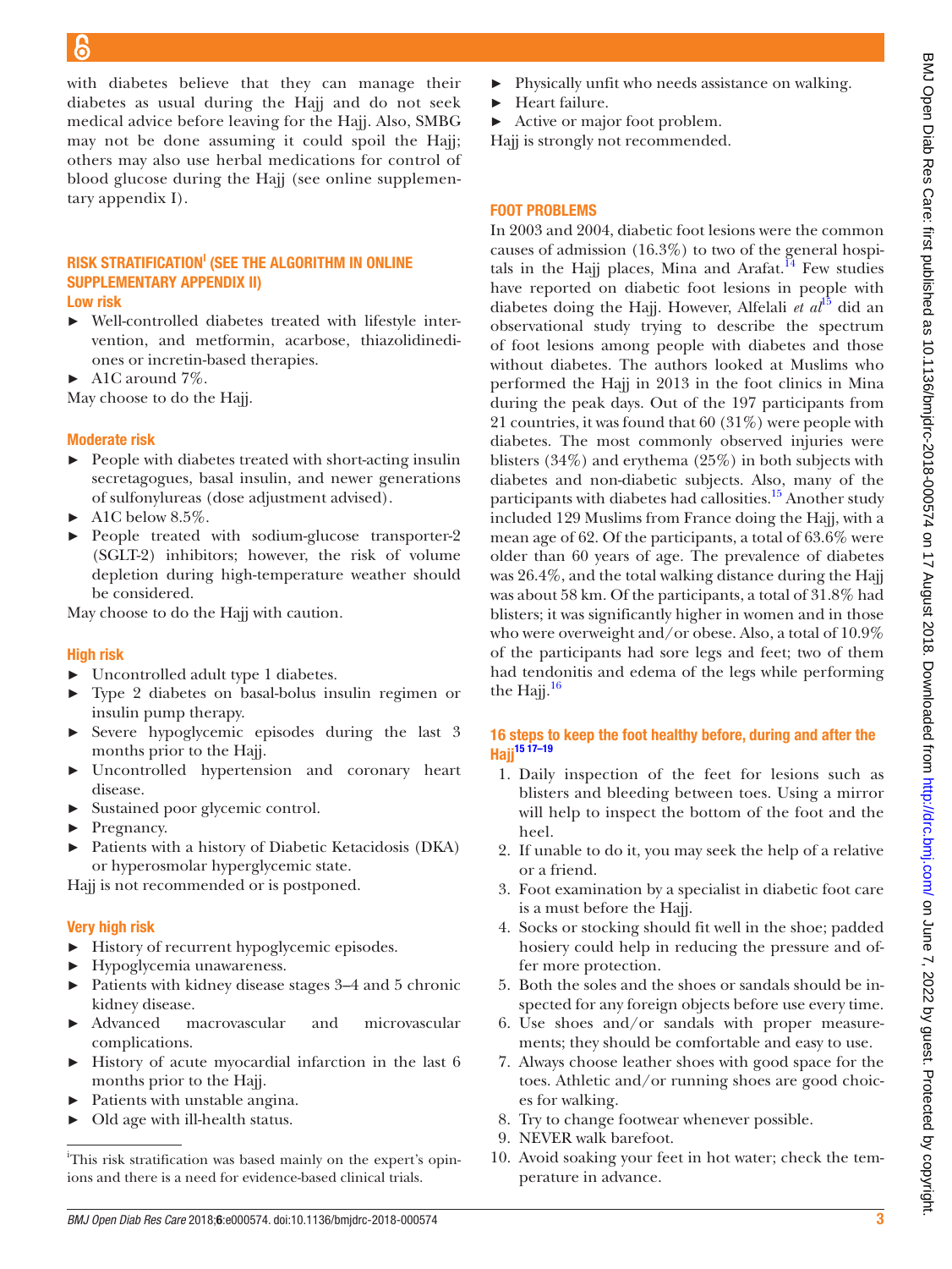with diabetes believe that they can manage their diabetes as usual during the Hajj and do not seek medical advice before leaving for the Hajj. Also, SMBG may not be done assuming it could spoil the Hajj; others may also use herbal medications for control of blood glucose during the Hajj (see online supplementary appendix I).

## RISK STRATIFICATION[i] (SEE THE ALGORITHM IN ONLINE SUPPLEMENTARY APPENDIX II)

### Low risk

- Well-controlled diabetes treated with lifestyle intervention, and metformin, acarbose, thiazolidinediones or incretin-based therapies.
- A1C around 7%.

May choose to do the Hajj.

### Moderate risk

- People with diabetes treated with short-acting insulin secretagogues, basal insulin, and newer generations of sulfonylureas (dose adjustment advised).
- A1C below 8.5%.
- People treated with sodium-glucose transporter-2 (SGLT-2) inhibitors; however, the risk of volume depletion during high-temperature weather should be considered.

May choose to do the Hajj with caution.

### High risk

- Uncontrolled adult type 1 diabetes.
- Type 2 diabetes on basal-bolus insulin regimen or insulin pump therapy.
- Severe hypoglycemic episodes during the last 3 months prior to the Hajj.
- Uncontrolled hypertension and coronary heart disease.
- Sustained poor glycemic control.
- Pregnancy.
- Patients with a history of Diabetic Ketacidosis (DKA) or hyperosmolar hyperglycemic state.

Hajj is not recommended or is postponed.

### Very high risk

- History of recurrent hypoglycemic episodes.
- Hypoglycemia unawareness.
- Patients with kidney disease stages 3–4 and 5 chronic kidney disease.
- Advanced macrovascular and microvascular complications.
- History of acute myocardial infarction in the last 6 months prior to the Hajj.
- Patients with unstable angina.
- Old age with ill-health status.
- Physically unfit who needs assistance on walking.
- Heart failure.
- Active or major foot problem.

Hajj is strongly not recommended.

[i]This risk stratification was based mainly on the expert's opinions and there is a need for evidence-based clinical trials.

## FOOT PROBLEMS

In 2003 and 2004, diabetic foot lesions were the common causes of admission (16.3%) to two of the general hospitals in the Hajj places, Mina and Arafat.[14] Few studies have reported on diabetic foot lesions in people with diabetes doing the Hajj. However, Alfelali *et al*[15] did an observational study trying to describe the spectrum of foot lesions among people with diabetes and those without diabetes. The authors looked at Muslims who performed the Hajj in 2013 in the foot clinics in Mina during the peak days. Out of the 197 participants from 21 countries, it was found that 60 (31%) were people with diabetes. The most commonly observed injuries were blisters (34%) and erythema (25%) in both subjects with diabetes and non-diabetic subjects. Also, many of the participants with diabetes had callosities.[15] Another study included 129 Muslims from France doing the Hajj, with a mean age of 62. Of the participants, a total of 63.6% were older than 60 years of age. The prevalence of diabetes was 26.4%, and the total walking distance during the Hajj was about 58 km. Of the participants, a total of 31.8% had blisters; it was significantly higher in women and in those who were overweight and/or obese. Also, a total of 10.9% of the participants had sore legs and feet; two of them had tendonitis and edema of the legs while performing the Hajj.[16]

### 16 steps to keep the foot healthy before, during and after the Hajj[15 17–19]

1. Daily inspection of the feet for lesions such as blisters and bleeding between toes. Using a mirror will help to inspect the bottom of the foot and the heel.
2. If unable to do it, you may seek the help of a relative or a friend.
3. Foot examination by a specialist in diabetic foot care is a must before the Hajj.
4. Socks or stocking should fit well in the shoe; padded hosiery could help in reducing the pressure and offer more protection.
5. Both the soles and the shoes or sandals should be inspected for any foreign objects before use every time.
6. Use shoes and/or sandals with proper measurements; they should be comfortable and easy to use.
7. Always choose leather shoes with good space for the toes. Athletic and/or running shoes are good choices for walking.
8. Try to change footwear whenever possible.
9. NEVER walk barefoot.
10. Avoid soaking your feet in hot water; check the temperature in advance.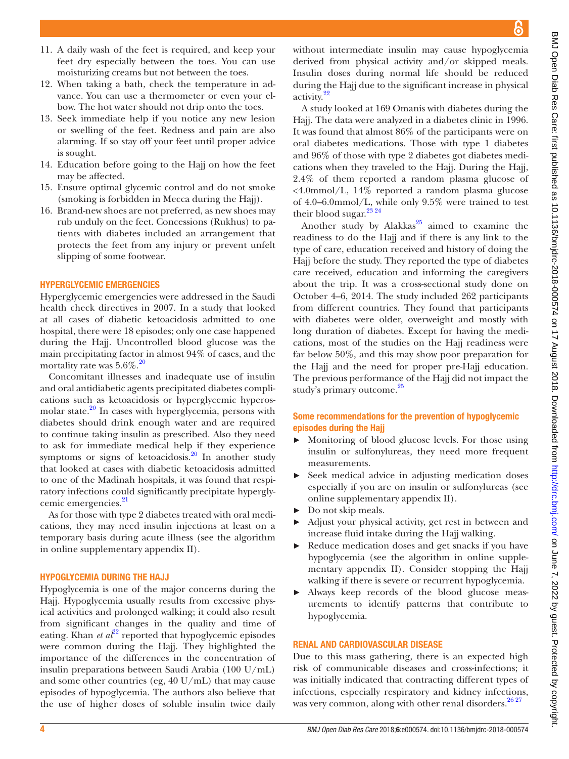11. A daily wash of the feet is required, and keep your feet dry especially between the toes. You can use moisturizing creams but not between the toes.
12. When taking a bath, check the temperature in advance. You can use a thermometer or even your elbow. The hot water should not drip onto the toes.
13. Seek immediate help if you notice any new lesion or swelling of the feet. Redness and pain are also alarming. If so stay off your feet until proper advice is sought.
14. Education before going to the Hajj on how the feet may be affected.
15. Ensure optimal glycemic control and do not smoke (smoking is forbidden in Mecca during the Hajj).
16. Brand-new shoes are not preferred, as new shoes may rub unduly on the feet. Concessions (Rukhus) to patients with diabetes included an arrangement that protects the feet from any injury or prevent unfelt slipping of some footwear.

## HYPERGLYCEMIC EMERGENCIES

Hyperglycemic emergencies were addressed in the Saudi health check directives in 2007. In a study that looked at all cases of diabetic ketoacidosis admitted to one hospital, there were 18 episodes; only one case happened during the Hajj. Uncontrolled blood glucose was the main precipitating factor in almost 94% of cases, and the mortality rate was 5.6%.[20]

Concomitant illnesses and inadequate use of insulin and oral antidiabetic agents precipitated diabetes complications such as ketoacidosis or hyperglycemic hyperosmolar state.[20] In cases with hyperglycemia, persons with diabetes should drink enough water and are required to continue taking insulin as prescribed. Also they need to ask for immediate medical help if they experience symptoms or signs of ketoacidosis.[20] In another study that looked at cases with diabetic ketoacidosis admitted to one of the Madinah hospitals, it was found that respiratory infections could significantly precipitate hyperglycemic emergencies.[21]

As for those with type 2 diabetes treated with oral medications, they may need insulin injections at least on a temporary basis during acute illness (see the algorithm in online supplementary appendix II).

## HYPOGLYCEMIA DURING THE HAJJ

Hypoglycemia is one of the major concerns during the Hajj. Hypoglycemia usually results from excessive physical activities and prolonged walking; it could also result from significant changes in the quality and time of eating. Khan *et al*[22] reported that hypoglycemic episodes were common during the Hajj. They highlighted the importance of the differences in the concentration of insulin preparations between Saudi Arabia (100 U/mL) and some other countries (eg, 40 U/mL) that may cause episodes of hypoglycemia. The authors also believe that the use of higher doses of soluble insulin twice daily without intermediate insulin may cause hypoglycemia derived from physical activity and/or skipped meals. Insulin doses during normal life should be reduced during the Hajj due to the significant increase in physical activity.[22]

A study looked at 169 Omanis with diabetes during the Hajj. The data were analyzed in a diabetes clinic in 1996. It was found that almost 86% of the participants were on oral diabetes medications. Those with type 1 diabetes and 96% of those with type 2 diabetes got diabetes medications when they traveled to the Hajj. During the Hajj, 2.4% of them reported a random plasma glucose of <4.0mmol/L, 14% reported a random plasma glucose of 4.0–6.0mmol/L, while only 9.5% were trained to test their blood sugar.[23,24]

Another study by Alakkas[25] aimed to examine the readiness to do the Hajj and if there is any link to the type of care, education received and history of doing the Hajj before the study. They reported the type of diabetes care received, education and informing the caregivers about the trip. It was a cross-sectional study done on October 4–6, 2014. The study included 262 participants from different countries. They found that participants with diabetes were older, overweight and mostly with long duration of diabetes. Except for having the medications, most of the studies on the Hajj readiness were far below 50%, and this may show poor preparation for the Hajj and the need for proper pre-Hajj education. The previous performance of the Hajj did not impact the study's primary outcome.[25]

### Some recommendations for the prevention of hypoglycemic episodes during the Hajj

- Monitoring of blood glucose levels. For those using insulin or sulfonylureas, they need more frequent measurements.
- Seek medical advice in adjusting medication doses especially if you are on insulin or sulfonylureas (see online supplementary appendix II).
- Do not skip meals.
- Adjust your physical activity, get rest in between and increase fluid intake during the Hajj walking.
- Reduce medication doses and get snacks if you have hypoglycemia (see the algorithm in online supplementary appendix II). Consider stopping the Hajj walking if there is severe or recurrent hypoglycemia.
- Always keep records of the blood glucose measurements to identify patterns that contribute to hypoglycemia.

## RENAL AND CARDIOVASCULAR DISEASE

Due to this mass gathering, there is an expected high risk of communicable diseases and cross-infections; it was initially indicated that contracting different types of infections, especially respiratory and kidney infections, was very common, along with other renal disorders.[26,27]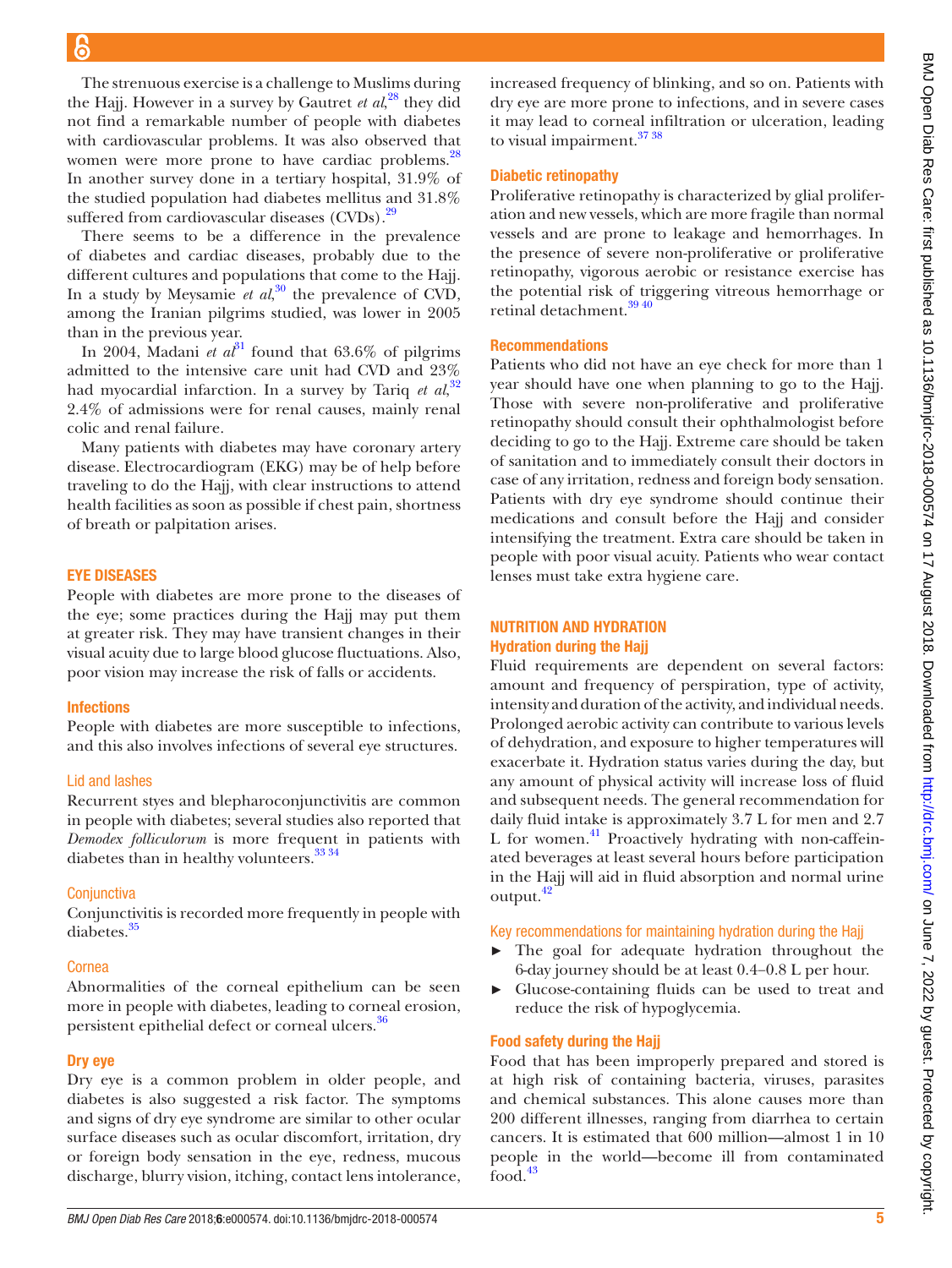The strenuous exercise is a challenge to Muslims during the Hajj. However in a survey by Gautret *et al*,[28] they did not find a remarkable number of people with diabetes with cardiovascular problems. It was also observed that women were more prone to have cardiac problems.[28] In another survey done in a tertiary hospital, 31.9% of the studied population had diabetes mellitus and 31.8% suffered from cardiovascular diseases (CVDs).[29]

There seems to be a difference in the prevalence of diabetes and cardiac diseases, probably due to the different cultures and populations that come to the Hajj. In a study by Meysamie *et al*,[30] the prevalence of CVD, among the Iranian pilgrims studied, was lower in 2005 than in the previous year.

In 2004, Madani *et al*[31] found that 63.6% of pilgrims admitted to the intensive care unit had CVD and 23% had myocardial infarction. In a survey by Tariq *et al*,[32] 2.4% of admissions were for renal causes, mainly renal colic and renal failure.

Many patients with diabetes may have coronary artery disease. Electrocardiogram (EKG) may be of help before traveling to do the Hajj, with clear instructions to attend health facilities as soon as possible if chest pain, shortness of breath or palpitation arises.

## EYE DISEASES

People with diabetes are more prone to the diseases of the eye; some practices during the Hajj may put them at greater risk. They may have transient changes in their visual acuity due to large blood glucose fluctuations. Also, poor vision may increase the risk of falls or accidents.

### Infections

People with diabetes are more susceptible to infections, and this also involves infections of several eye structures.

#### Lid and lashes

Recurrent styes and blepharoconjunctivitis are common in people with diabetes; several studies also reported that *Demodex folliculorum* is more frequent in patients with diabetes than in healthy volunteers.[33 34]

#### Conjunctiva

Conjunctivitis is recorded more frequently in people with diabetes.[35]

#### Cornea

Abnormalities of the corneal epithelium can be seen more in people with diabetes, leading to corneal erosion, persistent epithelial defect or corneal ulcers.[36]

### Dry eye

Dry eye is a common problem in older people, and diabetes is also suggested a risk factor. The symptoms and signs of dry eye syndrome are similar to other ocular surface diseases such as ocular discomfort, irritation, dry or foreign body sensation in the eye, redness, mucous discharge, blurry vision, itching, contact lens intolerance, increased frequency of blinking, and so on. Patients with dry eye are more prone to infections, and in severe cases it may lead to corneal infiltration or ulceration, leading to visual impairment.[37 38]

### Diabetic retinopathy

Proliferative retinopathy is characterized by glial proliferation and new vessels, which are more fragile than normal vessels and are prone to leakage and hemorrhages. In the presence of severe non-proliferative or proliferative retinopathy, vigorous aerobic or resistance exercise has the potential risk of triggering vitreous hemorrhage or retinal detachment.[39 40]

### Recommendations

Patients who did not have an eye check for more than 1 year should have one when planning to go to the Hajj. Those with severe non-proliferative and proliferative retinopathy should consult their ophthalmologist before deciding to go to the Hajj. Extreme care should be taken of sanitation and to immediately consult their doctors in case of any irritation, redness and foreign body sensation. Patients with dry eye syndrome should continue their medications and consult before the Hajj and consider intensifying the treatment. Extra care should be taken in people with poor visual acuity. Patients who wear contact lenses must take extra hygiene care.

## NUTRITION AND HYDRATION

### Hydration during the Hajj

Fluid requirements are dependent on several factors: amount and frequency of perspiration, type of activity, intensity and duration of the activity, and individual needs. Prolonged aerobic activity can contribute to various levels of dehydration, and exposure to higher temperatures will exacerbate it. Hydration status varies during the day, but any amount of physical activity will increase loss of fluid and subsequent needs. The general recommendation for daily fluid intake is approximately 3.7 L for men and 2.7 L for women.[41] Proactively hydrating with non-caffeinated beverages at least several hours before participation in the Hajj will aid in fluid absorption and normal urine output.[42]

#### Key recommendations for maintaining hydration during the Hajj

- The goal for adequate hydration throughout the 6-day journey should be at least 0.4–0.8 L per hour.
- Glucose-containing fluids can be used to treat and reduce the risk of hypoglycemia.

### Food safety during the Hajj

Food that has been improperly prepared and stored is at high risk of containing bacteria, viruses, parasites and chemical substances. This alone causes more than 200 different illnesses, ranging from diarrhea to certain cancers. It is estimated that 600 million—almost 1 in 10 people in the world—become ill from contaminated food.[43]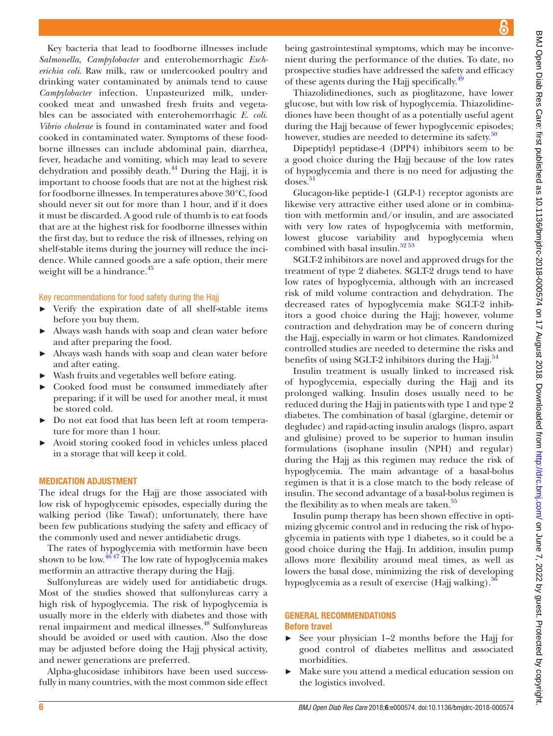Key bacteria that lead to foodborne illnesses include *Salmonella*, *Campylobacter* and enterohemorrhagic *Escherichia coli*. Raw milk, raw or undercooked poultry and drinking water contaminated by animals tend to cause *Campylobacter* infection. Unpasteurized milk, undercooked meat and unwashed fresh fruits and vegetables can be associated with enterohemorrhagic *E. coli*. *Vibrio cholerae* is found in contaminated water and food cooked in contaminated water. Symptoms of these foodborne illnesses can include abdominal pain, diarrhea, fever, headache and vomiting, which may lead to severe dehydration and possibly death.[44] During the Hajj, it is important to choose foods that are not at the highest risk for foodborne illnesses. In temperatures above 30°C, food should never sit out for more than 1 hour, and if it does it must be discarded. A good rule of thumb is to eat foods that are at the highest risk for foodborne illnesses within the first day, but to reduce the risk of illnesses, relying on shelf-stable items during the journey will reduce the incidence. While canned goods are a safe option, their mere weight will be a hindrance.[45]

### Key recommendations for food safety during the Hajj

- Verify the expiration date of all shelf-stable items before you buy them.
- Always wash hands with soap and clean water before and after preparing the food.
- Always wash hands with soap and clean water before and after eating.
- Wash fruits and vegetables well before eating.
- Cooked food must be consumed immediately after preparing; if it will be used for another meal, it must be stored cold.
- Do not eat food that has been left at room temperature for more than 1 hour.
- Avoid storing cooked food in vehicles unless placed in a storage that will keep it cold.

## MEDICATION ADJUSTMENT

The ideal drugs for the Hajj are those associated with low risk of hypoglycemic episodes, especially during the walking period (like Tawaf); unfortunately, there have been few publications studying the safety and efficacy of the commonly used and newer antidiabetic drugs.

The rates of hypoglycemia with metformin have been shown to be low.[46,47] The low rate of hypoglycemia makes metformin an attractive therapy during the Hajj.

Sulfonylureas are widely used for antidiabetic drugs. Most of the studies showed that sulfonylureas carry a high risk of hypoglycemia. The risk of hypoglycemia is usually more in the elderly with diabetes and those with renal impairment and medical illnesses.[48] Sulfonylureas should be avoided or used with caution. Also the dose may be adjusted before doing the Hajj physical activity, and newer generations are preferred.

Alpha-glucosidase inhibitors have been used successfully in many countries, with the most common side effect being gastrointestinal symptoms, which may be inconvenient during the performance of the duties. To date, no prospective studies have addressed the safety and efficacy of these agents during the Hajj specifically.[49]

Thiazolidinediones, such as pioglitazone, have lower glucose, but with low risk of hypoglycemia. Thiazolidinediones have been thought of as a potentially useful agent during the Hajj because of fewer hypoglycemic episodes; however, studies are needed to determine its safety.[50]

Dipeptidyl peptidase-4 (DPP4) inhibitors seem to be a good choice during the Hajj because of the low rates of hypoglycemia and there is no need for adjusting the doses.[51]

Glucagon-like peptide-1 (GLP-1) receptor agonists are likewise very attractive either used alone or in combination with metformin and/or insulin, and are associated with very low rates of hypoglycemia with metformin, lowest glucose variability and hypoglycemia when combined with basal insulin.[52,53]

SGLT-2 inhibitors are novel and approved drugs for the treatment of type 2 diabetes. SGLT-2 drugs tend to have low rates of hypoglycemia, although with an increased risk of mild volume contraction and dehydration. The decreased rates of hypoglycemia make SGLT-2 inhibitors a good choice during the Hajj; however, volume contraction and dehydration may be of concern during the Hajj, especially in warm or hot climates. Randomized controlled studies are needed to determine the risks and benefits of using SGLT-2 inhibitors during the Hajj.[54]

Insulin treatment is usually linked to increased risk of hypoglycemia, especially during the Hajj and its prolonged walking. Insulin doses usually need to be reduced during the Hajj in patients with type 1 and type 2 diabetes. The combination of basal (glargine, detemir or degludec) and rapid-acting insulin analogs (lispro, aspart and glulisine) proved to be superior to human insulin formulations (isophane insulin (NPH) and regular) during the Hajj as this regimen may reduce the risk of hypoglycemia. The main advantage of a basal-bolus regimen is that it is a close match to the body release of insulin. The second advantage of a basal-bolus regimen is the flexibility as to when meals are taken.[55]

Insulin pump therapy has been shown effective in optimizing glycemic control and in reducing the risk of hypoglycemia in patients with type 1 diabetes, so it could be a good choice during the Hajj. In addition, insulin pump allows more flexibility around meal times, as well as lowers the basal dose, minimizing the risk of developing hypoglycemia as a result of exercise (Hajj walking).[56]

## GENERAL RECOMMENDATIONS

### Before travel

- See your physician 1–2 months before the Hajj for good control of diabetes mellitus and associated morbidities.
- Make sure you attend a medical education session on the logistics involved.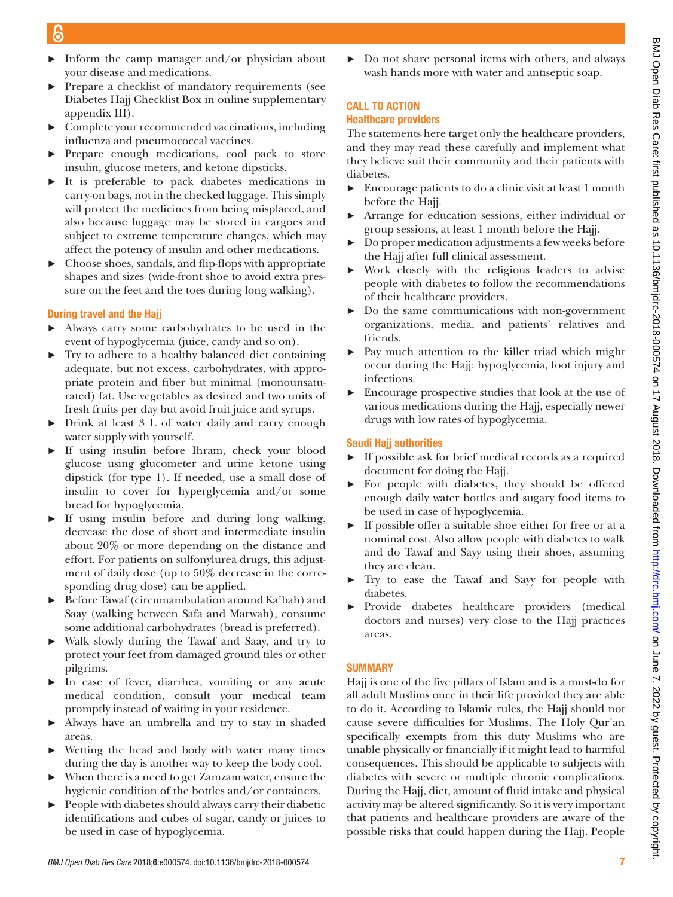- Inform the camp manager and/or physician about your disease and medications.
- Prepare a checklist of mandatory requirements (see Diabetes Hajj Checklist Box in online supplementary appendix III).
- Complete your recommended vaccinations, including influenza and pneumococcal vaccines.
- Prepare enough medications, cool pack to store insulin, glucose meters, and ketone dipsticks.
- It is preferable to pack diabetes medications in carry-on bags, not in the checked luggage. This simply will protect the medicines from being misplaced, and also because luggage may be stored in cargoes and subject to extreme temperature changes, which may affect the potency of insulin and other medications.
- Choose shoes, sandals, and flip-flops with appropriate shapes and sizes (wide-front shoe to avoid extra pressure on the feet and the toes during long walking).

### During travel and the Hajj

- Always carry some carbohydrates to be used in the event of hypoglycemia (juice, candy and so on).
- Try to adhere to a healthy balanced diet containing adequate, but not excess, carbohydrates, with appropriate protein and fiber but minimal (monounsaturated) fat. Use vegetables as desired and two units of fresh fruits per day but avoid fruit juice and syrups.
- Drink at least 3 L of water daily and carry enough water supply with yourself.
- If using insulin before Ihram, check your blood glucose using glucometer and urine ketone using dipstick (for type 1). If needed, use a small dose of insulin to cover for hyperglycemia and/or some bread for hypoglycemia.
- If using insulin before and during long walking, decrease the dose of short and intermediate insulin about 20% or more depending on the distance and effort. For patients on sulfonylurea drugs, this adjustment of daily dose (up to 50% decrease in the corresponding drug dose) can be applied.
- Before Tawaf (circumambulation around Ka'bah) and Saay (walking between Safa and Marwah), consume some additional carbohydrates (bread is preferred).
- Walk slowly during the Tawaf and Saay, and try to protect your feet from damaged ground tiles or other pilgrims.
- In case of fever, diarrhea, vomiting or any acute medical condition, consult your medical team promptly instead of waiting in your residence.
- Always have an umbrella and try to stay in shaded areas.
- Wetting the head and body with water many times during the day is another way to keep the body cool.
- When there is a need to get Zamzam water, ensure the hygienic condition of the bottles and/or containers.
- People with diabetes should always carry their diabetic identifications and cubes of sugar, candy or juices to be used in case of hypoglycemia.
- Do not share personal items with others, and always wash hands more with water and antiseptic soap.

## CALL TO ACTION

### Healthcare providers

The statements here target only the healthcare providers, and they may read these carefully and implement what they believe suit their community and their patients with diabetes.

- Encourage patients to do a clinic visit at least 1 month before the Hajj.
- Arrange for education sessions, either individual or group sessions, at least 1 month before the Hajj.
- Do proper medication adjustments a few weeks before the Hajj after full clinical assessment.
- Work closely with the religious leaders to advise people with diabetes to follow the recommendations of their healthcare providers.
- Do the same communications with non-government organizations, media, and patients' relatives and friends.
- Pay much attention to the killer triad which might occur during the Hajj: hypoglycemia, foot injury and infections.
- Encourage prospective studies that look at the use of various medications during the Hajj, especially newer drugs with low rates of hypoglycemia.

### Saudi Hajj authorities

- If possible ask for brief medical records as a required document for doing the Hajj.
- For people with diabetes, they should be offered enough daily water bottles and sugary food items to be used in case of hypoglycemia.
- If possible offer a suitable shoe either for free or at a nominal cost. Also allow people with diabetes to walk and do Tawaf and Sayy using their shoes, assuming they are clean.
- Try to ease the Tawaf and Sayy for people with diabetes.
- Provide diabetes healthcare providers (medical doctors and nurses) very close to the Hajj practices areas.

## SUMMARY

Hajj is one of the five pillars of Islam and is a must-do for all adult Muslims once in their life provided they are able to do it. According to Islamic rules, the Hajj should not cause severe difficulties for Muslims. The Holy Qur'an specifically exempts from this duty Muslims who are unable physically or financially if it might lead to harmful consequences. This should be applicable to subjects with diabetes with severe or multiple chronic complications. During the Hajj, diet, amount of fluid intake and physical activity may be altered significantly. So it is very important that patients and healthcare providers are aware of the possible risks that could happen during the Hajj. People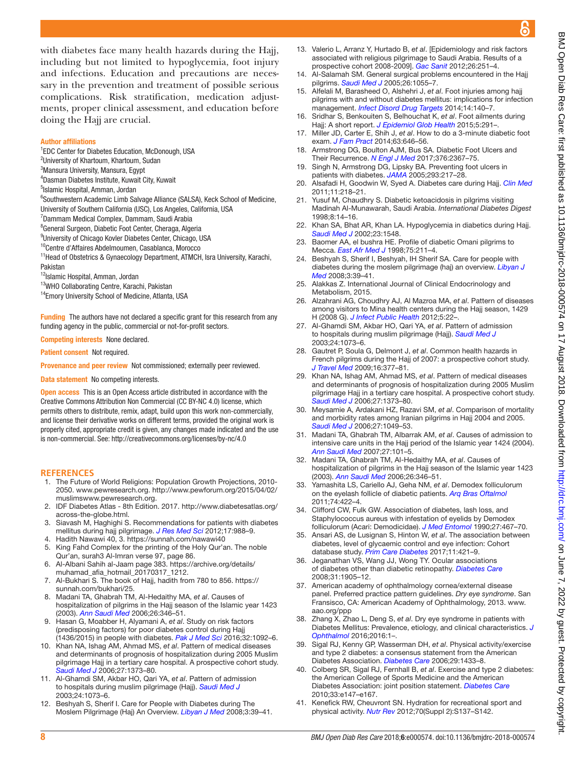with diabetes face many health hazards during the Hajj, including but not limited to hypoglycemia, foot injury and infections. Education and precautions are necessary in the prevention and treatment of possible serious complications. Risk stratification, medication adjustments, proper clinical assessment, and education before doing the Hajj are crucial.

**Author affiliations**

[1]EDC Center for Diabetes Education, McDonough, USA
[2]University of Khartoum, Khartoum, Sudan
[3]Mansura University, Mansura, Egypt
[4]Dasman Diabetes Institute, Kuwait City, Kuwait
[5]Islamic Hospital, Amman, Jordan
[6]Southwestern Academic Limb Salvage Alliance (SALSA), Keck School of Medicine, University of Southern California (USC), Los Angeles, California, USA
[7]Dammam Medical Complex, Dammam, Saudi Arabia
[8]General Surgeon, Diabetic Foot Center, Cheraga, Algeria
[9]University of Chicago Kovler Diabetes Center, Chicago, USA
[10]Centre d'Affaires Abdelmoumen, Casablanca, Morocco
[11]Head of Obstetrics & Gynaecology Department, ATMCH, Isra University, Karachi, Pakistan
[12]Islamic Hospital, Amman, Jordan
[13]WHO Collaborating Centre, Karachi, Pakistan
[14]Emory University School of Medicine, Atlanta, USA

**Funding** The authors have not declared a specific grant for this research from any funding agency in the public, commercial or not-for-profit sectors.

**Competing interests** None declared.

**Patient consent** Not required.

**Provenance and peer review** Not commissioned; externally peer reviewed.

**Data statement** No competing interests.

**Open access** This is an Open Access article distributed in accordance with the Creative Commons Attribution Non Commercial (CC BY-NC 4.0) license, which permits others to distribute, remix, adapt, build upon this work non-commercially, and license their derivative works on different terms, provided the original work is properly cited, appropriate credit is given, any changes made indicated and the use is non-commercial. See: http://creativecommons.org/licenses/by-nc/4.0

## REFERENCES

1. The Future of World Religions: Population Growth Projections, 2010-2050. www.pewresearch.org. http://www.pewforum.org/2015/04/02/muslimswww.pewresearch.org.
2. IDF Diabetes Atlas - 8th Edition. 2017. http://www.diabetesatlas.org/across-the-globe.html.
3. Siavash M, Haghighi S. Recommendations for patients with diabetes mellitus during hajj pilgrimage. *J Res Med Sci* 2012;17:988–9.
4. Hadith Nawawi 40, 3. https://sunnah.com/nawawi40
5. King Fahd Complex for the printing of the Holy Qur'an. The noble Qur'an, surah3 Al-Imran verse 97, page 86.
6. Al-Albani Sahih al-Jaam page 383. https://archive.org/details/muhamad_afia_hotmail_20170317_1212.
7. Al-Bukhari S. The book of Hajj, hadith from 780 to 856. https://sunnah.com/bukhari/25.
8. Madani TA, Ghabrah TM, Al-Hedaithy MA, *et al*. Causes of hospitalization of pilgrims in the Hajj season of the Islamic year 1423 (2003). *Ann Saudi Med* 2006;26:346–51.
9. Hasan G, Moabber H, Alyamani A, *et al*. Study on risk factors (predisposing factors) for poor diabetes control during Hajj (1436/2015) in people with diabetes. *Pak J Med Sci* 2016;32:1092–6.
10. Khan NA, Ishag AM, Ahmad MS, *et al*. Pattern of medical diseases and determinants of prognosis of hospitalization during 2005 Muslim pilgrimage Hajj in a tertiary care hospital. A prospective cohort study. *Saudi Med J* 2006;27:1373–80.
11. Al-Ghamdi SM, Akbar HO, Qari YA, *et al*. Pattern of admission to hospitals during muslim pilgrimage (Hajj). *Saudi Med J* 2003;24:1073–6.
12. Beshyah S, Sherif I. Care for People with Diabetes during The Moslem Pilgrimage (Hajj) An Overview. *Libyan J Med* 2008;3:39–41.
13. Valerio L, Arranz Y, Hurtado B, *et al*. [Epidemiology and risk factors associated with religious pilgrimage to Saudi Arabia. Results of a prospective cohort 2008-2009]. *Gac Sanit* 2012;26:251–4.
14. Al-Salamah SM. General surgical problems encountered in the Hajj pilgrims. *Saudi Med J* 2005;26:1055–7.
15. Alfelali M, Barasheed O, Alshehri J, *et al*. Foot injuries among hajj pilgrims with and without diabetes mellitus: implications for infection management. *Infect Disord Drug Targets* 2014;14:140–7.
16. Sridhar S, Benkouiten S, Belhouchat K, *et al*. Foot ailments during Hajj: A short report. *J Epidemiol Glob Health* 2015;5:291–.
17. Miller JD, Carter E, Shih J, *et al*. How to do a 3-minute diabetic foot exam. *J Fam Pract* 2014;63:646–56.
18. Armstrong DG, Boulton AJM, Bus SA. Diabetic Foot Ulcers and Their Recurrence. *N Engl J Med* 2017;376:2367–75.
19. Singh N, Armstrong DG, Lipsky BA. Preventing foot ulcers in patients with diabetes. *JAMA* 2005;293:217–28.
20. Alsafadi H, Goodwin W, Syed A. Diabetes care during Hajj. *Clin Med* 2011;11:218–21.
21. Yusuf M, Chaudhry S. Diabetic ketoacidosis in pilgrims visiting Madinah Al-Munawarah, Saudi Arabia. *International Diabetes Digest* 1998;8:14–16.
22. Khan SA, Bhat AR, Khan LA. Hypoglycemia in diabetics during Hajj. *Saudi Med J* 2002;23:1548.
23. Baomer AA, el bushra HE. Profile of diabetic Omani pilgrims to Mecca. *East Afr Med J* 1998;75:211–4.
24. Beshyah S, Sherif I, Beshyah, IH Sherif SA. Care for people with diabetes during the moslem pilgrimage (hajj) an overview. *Libyan J Med* 2008;3:39–41.
25. Alakkas Z. International Journal of Clinical Endocrinology and Metabolism, 2015.
26. Alzahrani AG, Choudhry AJ, Al Mazroa MA, *et al*. Pattern of diseases among visitors to Mina health centers during the Hajj season, 1429 H (2008 G). *J Infect Public Health* 2012;5:22–.
27. Al-Ghamdi SM, Akbar HO, Qari YA, *et al*. Pattern of admission to hospitals during muslim pilgrimage (Hajj). *Saudi Med J* 2003;24:1073–6.
28. Gautret P, Soula G, Delmont J, *et al*. Common health hazards in French pilgrims during the Hajj of 2007: a prospective cohort study. *J Travel Med* 2009;16:377–81.
29. Khan NA, Ishag AM, Ahmad MS, *et al*. Pattern of medical diseases and determinants of prognosis of hospitalization during 2005 Muslim pilgrimage Hajj in a tertiary care hospital. A prospective cohort study. *Saudi Med J* 2006;27:1373–80.
30. Meysamie A, Ardakani HZ, Razavi SM, *et al*. Comparison of mortality and morbidity rates among Iranian pilgrims in Hajj 2004 and 2005. *Saudi Med J* 2006;27:1049–53.
31. Madani TA, Ghabrah TM, Albarrak AM, *et al*. Causes of admission to intensive care units in the Hajj period of the Islamic year 1424 (2004). *Ann Saudi Med* 2007;27:101–5.
32. Madani TA, Ghabrah TM, Al-Hedaithy MA, *et al*. Causes of hospitalization of pilgrims in the Hajj season of the Islamic year 1423 (2003). *Ann Saudi Med* 2006;26:346–51.
33. Yamashita LS, Cariello AJ, Geha NM, *et al*. Demodex folliculorum on the eyelash follicle of diabetic patients. *Arq Bras Oftalmol* 2011;74:422–4.
34. Clifford CW, Fulk GW. Association of diabetes, lash loss, and Staphylococcus aureus with infestation of eyelids by Demodex folliculorum (Acari: Demodicidae). *J Med Entomol* 1990;27:467–70.
35. Ansari AS, de Lusignan S, Hinton W, *et al*. The association between diabetes, level of glycaemic control and eye infection: Cohort database study. *Prim Care Diabetes* 2017;11:421–9.
36. Jeganathan VS, Wang JJ, Wong TY. Ocular associations of diabetes other than diabetic retinopathy. *Diabetes Care* 2008;31:1905–12.
37. American academy of ophthalmology cornea/external disease panel. Preferred practice pattern guidelines. *Dry eye syndrome*. San Fransisco, CA: American Academy of Ophthalmology, 2013. www.aao.org/ppp
38. Zhang X, Zhao L, Deng S, *et al*. Dry eye syndrome in patients with Diabetes Mellitus: Prevalence, etiology, and clinical characteristics. *J Ophthalmol* 2016;2016:1–.
39. Sigal RJ, Kenny GP, Wasserman DH, *et al*. Physical activity/exercise and type 2 diabetes: a consensus statement from the American Diabetes Association. *Diabetes Care* 2006;29:1433–8.
40. Colberg SR, Sigal RJ, Fernhall B, *et al*. Exercise and type 2 diabetes: the American College of Sports Medicine and the American Diabetes Association: joint position statement. *Diabetes Care* 2010;33:e147–e167.
41. Kenefick RW, Cheuvront SN. Hydration for recreational sport and physical activity. *Nutr Rev* 2012;70(Suppl 2):S137–S142.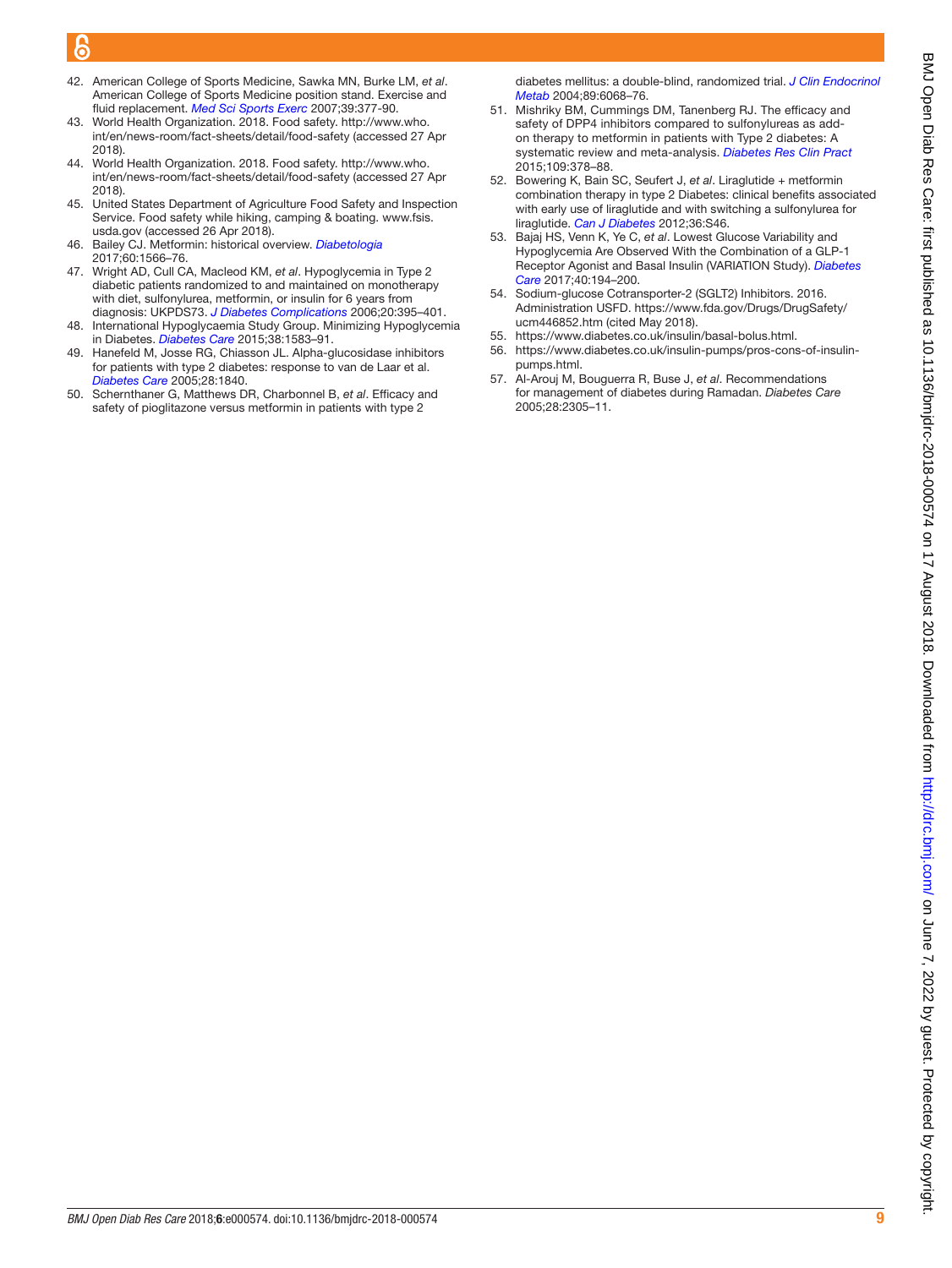42. American College of Sports Medicine, Sawka MN, Burke LM, *et al*. American College of Sports Medicine position stand. Exercise and fluid replacement. *Med Sci Sports Exerc* 2007;39:377-90.
43. World Health Organization. 2018. Food safety. http://www.who.int/en/news-room/fact-sheets/detail/food-safety (accessed 27 Apr 2018).
44. World Health Organization. 2018. Food safety. http://www.who.int/en/news-room/fact-sheets/detail/food-safety (accessed 27 Apr 2018).
45. United States Department of Agriculture Food Safety and Inspection Service. Food safety while hiking, camping & boating. www.fsis.usda.gov (accessed 26 Apr 2018).
46. Bailey CJ. Metformin: historical overview. *Diabetologia* 2017;60:1566–76.
47. Wright AD, Cull CA, Macleod KM, *et al*. Hypoglycemia in Type 2 diabetic patients randomized to and maintained on monotherapy with diet, sulfonylurea, metformin, or insulin for 6 years from diagnosis: UKPDS73. *J Diabetes Complications* 2006;20:395–401.
48. International Hypoglycaemia Study Group. Minimizing Hypoglycemia in Diabetes. *Diabetes Care* 2015;38:1583–91.
49. Hanefeld M, Josse RG, Chiasson JL. Alpha-glucosidase inhibitors for patients with type 2 diabetes: response to van de Laar et al. *Diabetes Care* 2005;28:1840.
50. Schernthaner G, Matthews DR, Charbonnel B, *et al*. Efficacy and safety of pioglitazone versus metformin in patients with type 2 diabetes mellitus: a double-blind, randomized trial. *J Clin Endocrinol Metab* 2004;89:6068–76.
51. Mishriky BM, Cummings DM, Tanenberg RJ. The efficacy and safety of DPP4 inhibitors compared to sulfonylureas as add-on therapy to metformin in patients with Type 2 diabetes: A systematic review and meta-analysis. *Diabetes Res Clin Pract* 2015;109:378–88.
52. Bowering K, Bain SC, Seufert J, *et al*. Liraglutide + metformin combination therapy in type 2 Diabetes: clinical benefits associated with early use of liraglutide and with switching a sulfonylurea for liraglutide. *Can J Diabetes* 2012;36:S46.
53. Bajaj HS, Venn K, Ye C, *et al*. Lowest Glucose Variability and Hypoglycemia Are Observed With the Combination of a GLP-1 Receptor Agonist and Basal Insulin (VARIATION Study). *Diabetes Care* 2017;40:194–200.
54. Sodium-glucose Cotransporter-2 (SGLT2) Inhibitors. 2016. Administration USFD. https://www.fda.gov/Drugs/DrugSafety/ucm446852.htm (cited May 2018).
55. https://www.diabetes.co.uk/insulin/basal-bolus.html.
56. https://www.diabetes.co.uk/insulin-pumps/pros-cons-of-insulin-pumps.html.
57. Al-Arouj M, Bouguerra R, Buse J, *et al*. Recommendations for management of diabetes during Ramadan. *Diabetes Care* 2005;28:2305–11.